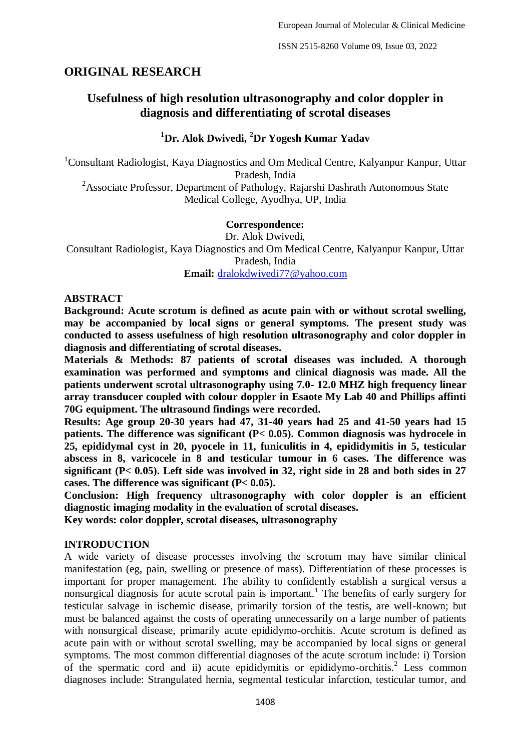## ORIGINAL RESEARCH

# Usefulness of high resolution ultrasonography and color doppler in diagnosis and differentiating of scrotal diseases

**[1]Dr. Alok Dwivedi, [2]Dr Yogesh Kumar Yadav**

[1]Consultant Radiologist, Kaya Diagnostics and Om Medical Centre, Kalyanpur Kanpur, Uttar Pradesh, India

[2]Associate Professor, Department of Pathology, Rajarshi Dashrath Autonomous State Medical College, Ayodhya, UP, India

**Correspondence:**
Dr. Alok Dwivedi,
Consultant Radiologist, Kaya Diagnostics and Om Medical Centre, Kalyanpur Kanpur, Uttar Pradesh, India
**Email:** dralokdwivedi77@yahoo.com

## ABSTRACT

**Background: Acute scrotum is defined as acute pain with or without scrotal swelling, may be accompanied by local signs or general symptoms. The present study was conducted to assess usefulness of high resolution ultrasonography and color doppler in diagnosis and differentiating of scrotal diseases.**

**Materials & Methods: 87 patients of scrotal diseases was included. A thorough examination was performed and symptoms and clinical diagnosis was made. All the patients underwent scrotal ultrasonography using 7.0- 12.0 MHZ high frequency linear array transducer coupled with colour doppler in Esaote My Lab 40 and Phillips affinti 70G equipment. The ultrasound findings were recorded.**

**Results: Age group 20-30 years had 47, 31-40 years had 25 and 41-50 years had 15 patients. The difference was significant ($P< 0.05$). Common diagnosis was hydrocele in 25, epididymal cyst in 20, pyocele in 11, funiculitis in 4, epididymitis in 5, testicular abscess in 8, varicocele in 8 and testicular tumour in 6 cases. The difference was significant ($P< 0.05$). Left side was involved in 32, right side in 28 and both sides in 27 cases. The difference was significant ($P< 0.05$).**

**Conclusion: High frequency ultrasonography with color doppler is an efficient diagnostic imaging modality in the evaluation of scrotal diseases.**

**Key words: color doppler, scrotal diseases, ultrasonography**

## INTRODUCTION

A wide variety of disease processes involving the scrotum may have similar clinical manifestation (eg, pain, swelling or presence of mass). Differentiation of these processes is important for proper management. The ability to confidently establish a surgical versus a nonsurgical diagnosis for acute scrotal pain is important.[1] The benefits of early surgery for testicular salvage in ischemic disease, primarily torsion of the testis, are well-known; but must be balanced against the costs of operating unnecessarily on a large number of patients with nonsurgical disease, primarily acute epididymo-orchitis. Acute scrotum is defined as acute pain with or without scrotal swelling, may be accompanied by local signs or general symptoms. The most common differential diagnoses of the acute scrotum include: i) Torsion of the spermatic cord and ii) acute epididymitis or epididymo-orchitis.[2] Less common diagnoses include: Strangulated hernia, segmental testicular infarction, testicular tumor, and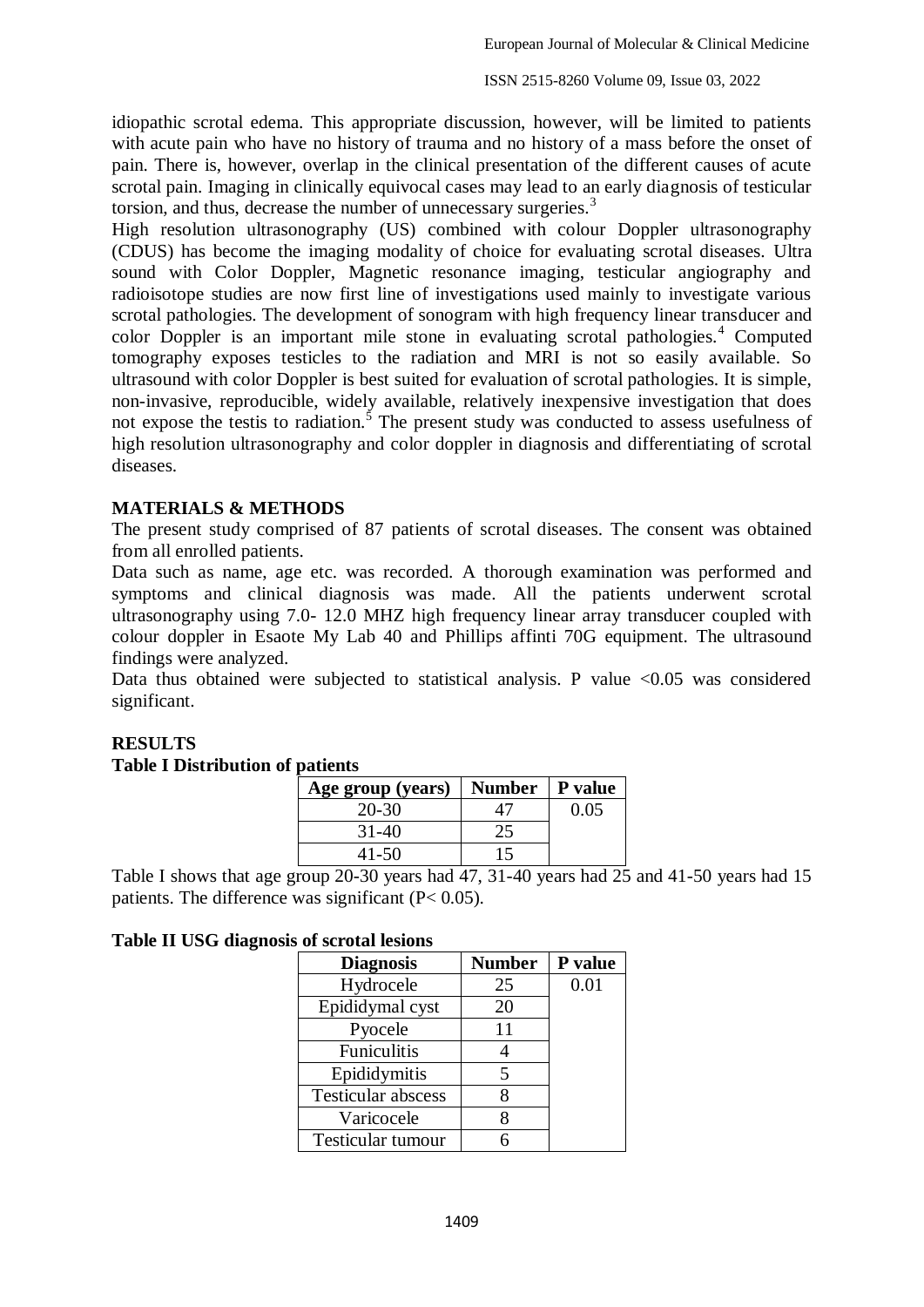idiopathic scrotal edema. This appropriate discussion, however, will be limited to patients with acute pain who have no history of trauma and no history of a mass before the onset of pain. There is, however, overlap in the clinical presentation of the different causes of acute scrotal pain. Imaging in clinically equivocal cases may lead to an early diagnosis of testicular torsion, and thus, decrease the number of unnecessary surgeries.[3]

High resolution ultrasonography (US) combined with colour Doppler ultrasonography (CDUS) has become the imaging modality of choice for evaluating scrotal diseases. Ultra sound with Color Doppler, Magnetic resonance imaging, testicular angiography and radioisotope studies are now first line of investigations used mainly to investigate various scrotal pathologies. The development of sonogram with high frequency linear transducer and color Doppler is an important mile stone in evaluating scrotal pathologies.[4] Computed tomography exposes testicles to the radiation and MRI is not so easily available. So ultrasound with color Doppler is best suited for evaluation of scrotal pathologies. It is simple, non-invasive, reproducible, widely available, relatively inexpensive investigation that does not expose the testis to radiation.[5] The present study was conducted to assess usefulness of high resolution ultrasonography and color doppler in diagnosis and differentiating of scrotal diseases.

## MATERIALS & METHODS

The present study comprised of 87 patients of scrotal diseases. The consent was obtained from all enrolled patients.

Data such as name, age etc. was recorded. A thorough examination was performed and symptoms and clinical diagnosis was made. All the patients underwent scrotal ultrasonography using 7.0- 12.0 MHZ high frequency linear array transducer coupled with colour doppler in Esaote My Lab 40 and Phillips affinti 70G equipment. The ultrasound findings were analyzed.

Data thus obtained were subjected to statistical analysis. P value <0.05 was considered significant.

## RESULTS

**Table I Distribution of patients**

| Age group (years) | Number | P value |
|---|---|---|
| 20-30 | 47 | 0.05 |
| 31-40 | 25 | |
| 41-50 | 15 | |

Table I shows that age group 20-30 years had 47, 31-40 years had 25 and 41-50 years had 15 patients. The difference was significant ($P < 0.05$).

**Table II USG diagnosis of scrotal lesions**

| Diagnosis | Number | P value |
|---|---|---|
| Hydrocele | 25 | 0.01 |
| Epididymal cyst | 20 | |
| Pyocele | 11 | |
| Funiculitis | 4 | |
| Epididymitis | 5 | |
| Testicular abscess | 8 | |
| Varicocele | 8 | |
| Testicular tumour | 6 | |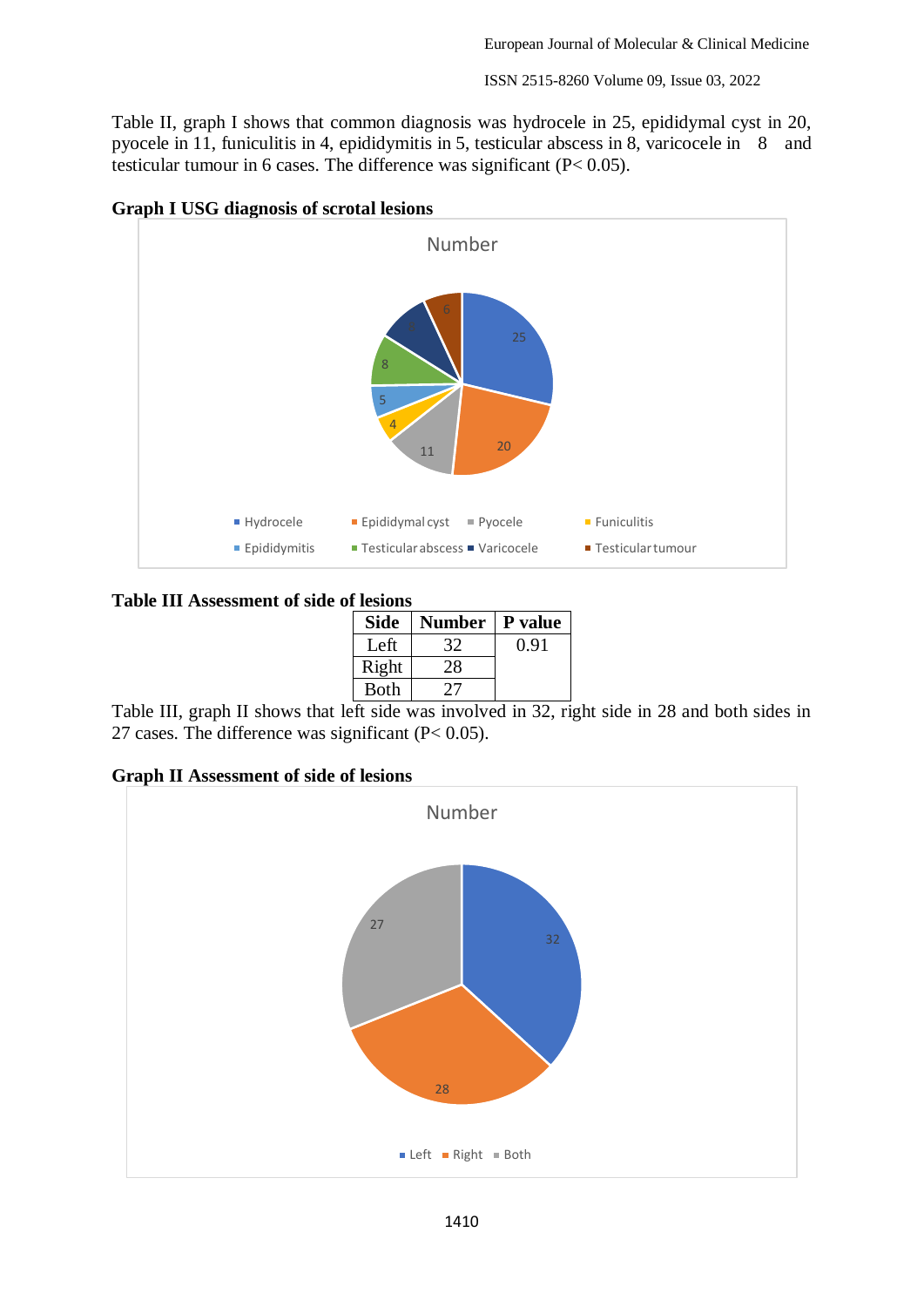Table II, graph I shows that common diagnosis was hydrocele in 25, epididymal cyst in 20, pyocele in 11, funiculitis in 4, epididymitis in 5, testicular abscess in 8, varicocele in 8 and testicular tumour in 6 cases. The difference was significant (P< 0.05).

**Graph I USG diagnosis of scrotal lesions**

**Table III Assessment of side of lesions**

| Side | Number | P value |
|---|---|---|
| Left | 32 | 0.91 |
| Right | 28 | |
| Both | 27 | |

Table III, graph II shows that left side was involved in 32, right side in 28 and both sides in 27 cases. The difference was significant (P< 0.05).

**Graph II Assessment of side of lesions**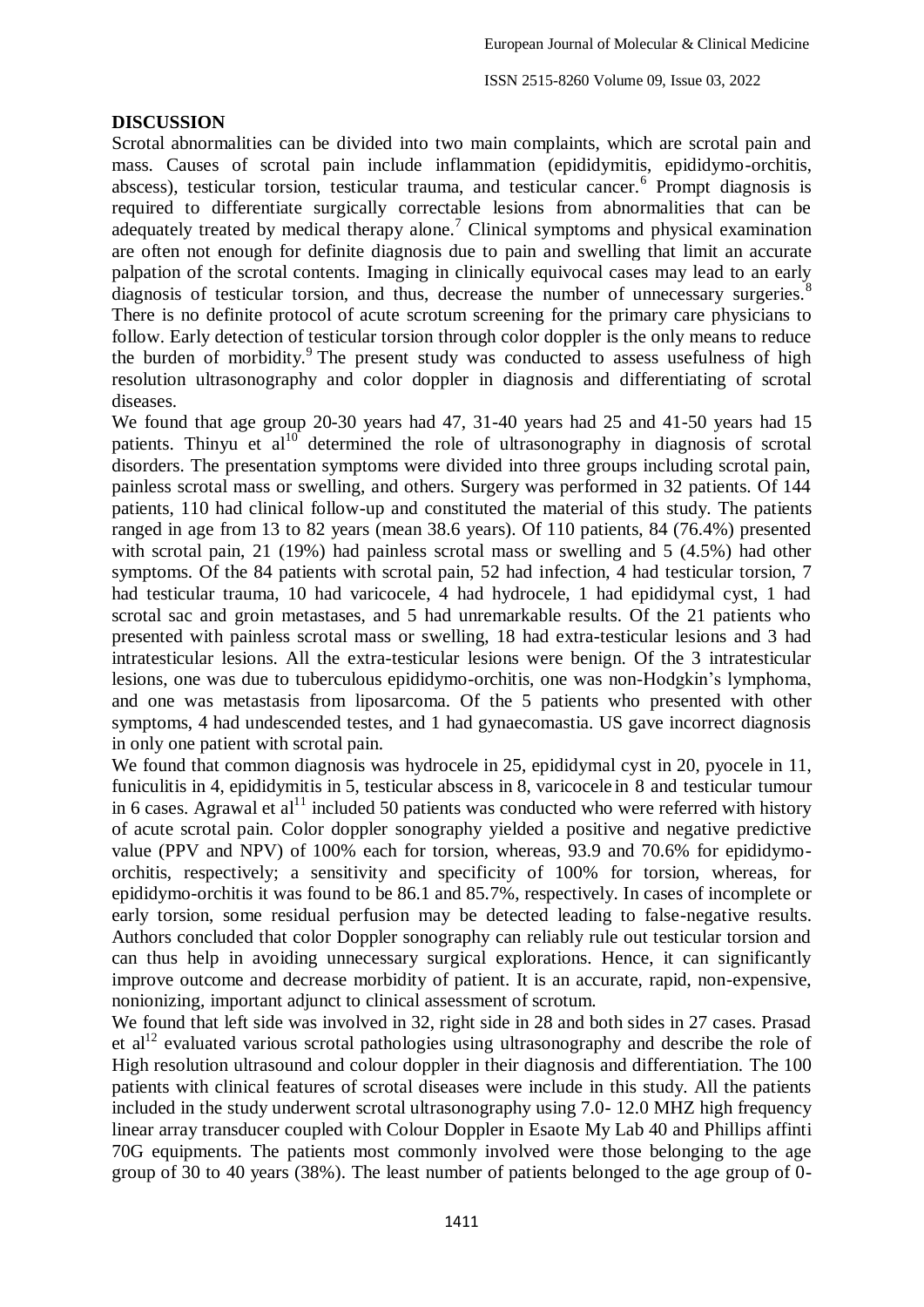## DISCUSSION

Scrotal abnormalities can be divided into two main complaints, which are scrotal pain and mass. Causes of scrotal pain include inflammation (epididymitis, epididymo-orchitis, abscess), testicular torsion, testicular trauma, and testicular cancer.[6] Prompt diagnosis is required to differentiate surgically correctable lesions from abnormalities that can be adequately treated by medical therapy alone.[7] Clinical symptoms and physical examination are often not enough for definite diagnosis due to pain and swelling that limit an accurate palpation of the scrotal contents. Imaging in clinically equivocal cases may lead to an early diagnosis of testicular torsion, and thus, decrease the number of unnecessary surgeries.[8] There is no definite protocol of acute scrotum screening for the primary care physicians to follow. Early detection of testicular torsion through color doppler is the only means to reduce the burden of morbidity.[9] The present study was conducted to assess usefulness of high resolution ultrasonography and color doppler in diagnosis and differentiating of scrotal diseases.

We found that age group 20-30 years had 47, 31-40 years had 25 and 41-50 years had 15 patients. Thinyu et al[10] determined the role of ultrasonography in diagnosis of scrotal disorders. The presentation symptoms were divided into three groups including scrotal pain, painless scrotal mass or swelling, and others. Surgery was performed in 32 patients. Of 144 patients, 110 had clinical follow-up and constituted the material of this study. The patients ranged in age from 13 to 82 years (mean 38.6 years). Of 110 patients, 84 (76.4%) presented with scrotal pain, 21 (19%) had painless scrotal mass or swelling and 5 (4.5%) had other symptoms. Of the 84 patients with scrotal pain, 52 had infection, 4 had testicular torsion, 7 had testicular trauma, 10 had varicocele, 4 had hydrocele, 1 had epididymal cyst, 1 had scrotal sac and groin metastases, and 5 had unremarkable results. Of the 21 patients who presented with painless scrotal mass or swelling, 18 had extra-testicular lesions and 3 had intratesticular lesions. All the extra-testicular lesions were benign. Of the 3 intratesticular lesions, one was due to tuberculous epididymo-orchitis, one was non-Hodgkin's lymphoma, and one was metastasis from liposarcoma. Of the 5 patients who presented with other symptoms, 4 had undescended testes, and 1 had gynaecomastia. US gave incorrect diagnosis in only one patient with scrotal pain.

We found that common diagnosis was hydrocele in 25, epididymal cyst in 20, pyocele in 11, funiculitis in 4, epididymitis in 5, testicular abscess in 8, varicocele in 8 and testicular tumour in 6 cases. Agrawal et al[11] included 50 patients was conducted who were referred with history of acute scrotal pain. Color doppler sonography yielded a positive and negative predictive value (PPV and NPV) of 100% each for torsion, whereas, 93.9 and 70.6% for epididymo-orchitis, respectively; a sensitivity and specificity of 100% for torsion, whereas, for epididymo-orchitis it was found to be 86.1 and 85.7%, respectively. In cases of incomplete or early torsion, some residual perfusion may be detected leading to false-negative results. Authors concluded that color Doppler sonography can reliably rule out testicular torsion and can thus help in avoiding unnecessary surgical explorations. Hence, it can significantly improve outcome and decrease morbidity of patient. It is an accurate, rapid, non-expensive, nonionizing, important adjunct to clinical assessment of scrotum.

We found that left side was involved in 32, right side in 28 and both sides in 27 cases. Prasad et al[12] evaluated various scrotal pathologies using ultrasonography and describe the role of High resolution ultrasound and colour doppler in their diagnosis and differentiation. The 100 patients with clinical features of scrotal diseases were include in this study. All the patients included in the study underwent scrotal ultrasonography using 7.0- 12.0 MHZ high frequency linear array transducer coupled with Colour Doppler in Esaote My Lab 40 and Phillips affinti 70G equipments. The patients most commonly involved were those belonging to the age group of 30 to 40 years (38%). The least number of patients belonged to the age group of 0-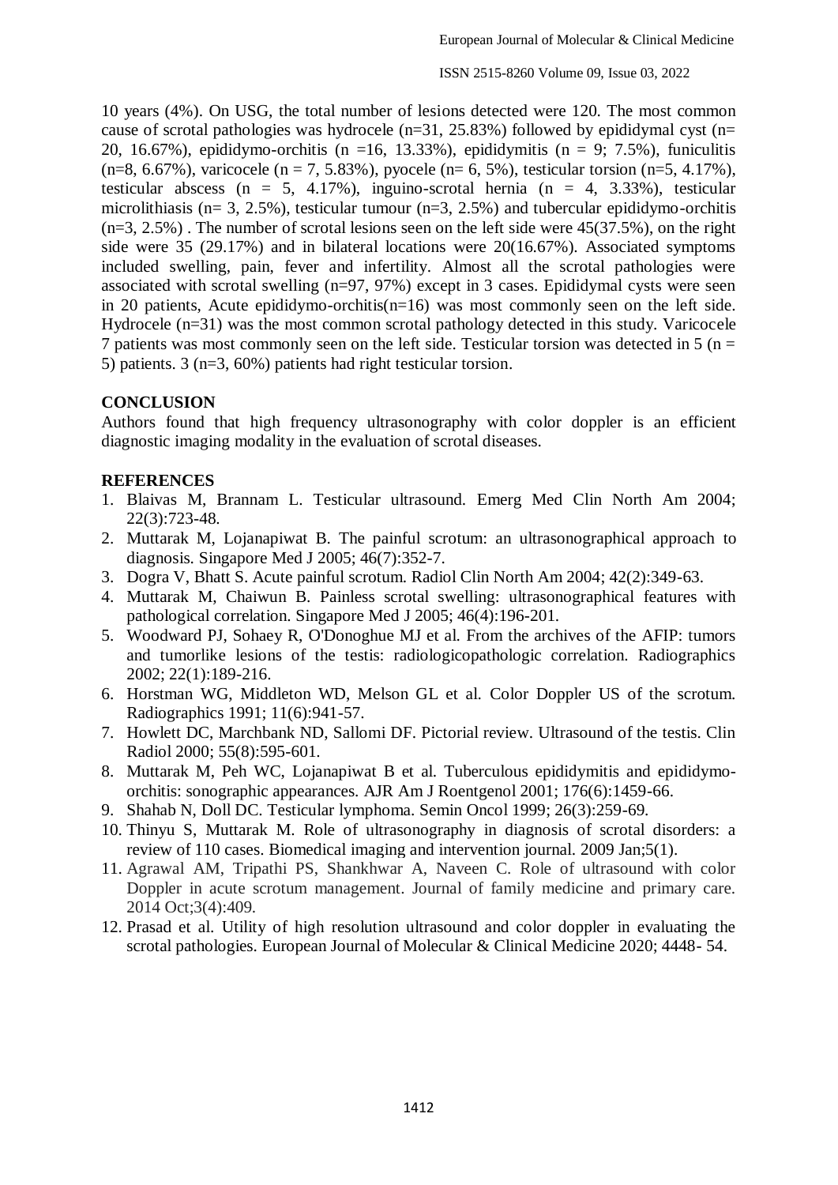10 years (4%). On USG, the total number of lesions detected were 120. The most common cause of scrotal pathologies was hydrocele (n=31, 25.83%) followed by epididymal cyst (n= 20, 16.67%), epididymo-orchitis (n =16, 13.33%), epididymitis (n = 9; 7.5%), funiculitis (n=8, 6.67%), varicocele (n = 7, 5.83%), pyocele (n= 6, 5%), testicular torsion (n=5, 4.17%), testicular abscess (n = 5, 4.17%), inguino-scrotal hernia (n = 4, 3.33%), testicular microlithiasis (n= 3, 2.5%), testicular tumour (n=3, 2.5%) and tubercular epididymo-orchitis (n=3, 2.5%) . The number of scrotal lesions seen on the left side were 45(37.5%), on the right side were 35 (29.17%) and in bilateral locations were 20(16.67%). Associated symptoms included swelling, pain, fever and infertility. Almost all the scrotal pathologies were associated with scrotal swelling (n=97, 97%) except in 3 cases. Epididymal cysts were seen in 20 patients, Acute epididymo-orchitis(n=16) was most commonly seen on the left side. Hydrocele (n=31) was the most common scrotal pathology detected in this study. Varicocele 7 patients was most commonly seen on the left side. Testicular torsion was detected in 5 (n = 5) patients. 3 (n=3, 60%) patients had right testicular torsion.

## CONCLUSION

Authors found that high frequency ultrasonography with color doppler is an efficient diagnostic imaging modality in the evaluation of scrotal diseases.

## REFERENCES

1. Blaivas M, Brannam L. Testicular ultrasound. Emerg Med Clin North Am 2004; 22(3):723-48.
2. Muttarak M, Lojanapiwat B. The painful scrotum: an ultrasonographical approach to diagnosis. Singapore Med J 2005; 46(7):352-7.
3. Dogra V, Bhatt S. Acute painful scrotum. Radiol Clin North Am 2004; 42(2):349-63.
4. Muttarak M, Chaiwun B. Painless scrotal swelling: ultrasonographical features with pathological correlation. Singapore Med J 2005; 46(4):196-201.
5. Woodward PJ, Sohaey R, O'Donoghue MJ et al. From the archives of the AFIP: tumors and tumorlike lesions of the testis: radiologicopathologic correlation. Radiographics 2002; 22(1):189-216.
6. Horstman WG, Middleton WD, Melson GL et al. Color Doppler US of the scrotum. Radiographics 1991; 11(6):941-57.
7. Howlett DC, Marchbank ND, Sallomi DF. Pictorial review. Ultrasound of the testis. Clin Radiol 2000; 55(8):595-601.
8. Muttarak M, Peh WC, Lojanapiwat B et al. Tuberculous epididymitis and epididymo-orchitis: sonographic appearances. AJR Am J Roentgenol 2001; 176(6):1459-66.
9. Shahab N, Doll DC. Testicular lymphoma. Semin Oncol 1999; 26(3):259-69.
10. Thinyu S, Muttarak M. Role of ultrasonography in diagnosis of scrotal disorders: a review of 110 cases. Biomedical imaging and intervention journal. 2009 Jan;5(1).
11. Agrawal AM, Tripathi PS, Shankhwar A, Naveen C. Role of ultrasound with color Doppler in acute scrotum management. Journal of family medicine and primary care. 2014 Oct;3(4):409.
12. Prasad et al. Utility of high resolution ultrasound and color doppler in evaluating the scrotal pathologies. European Journal of Molecular & Clinical Medicine 2020; 4448- 54.